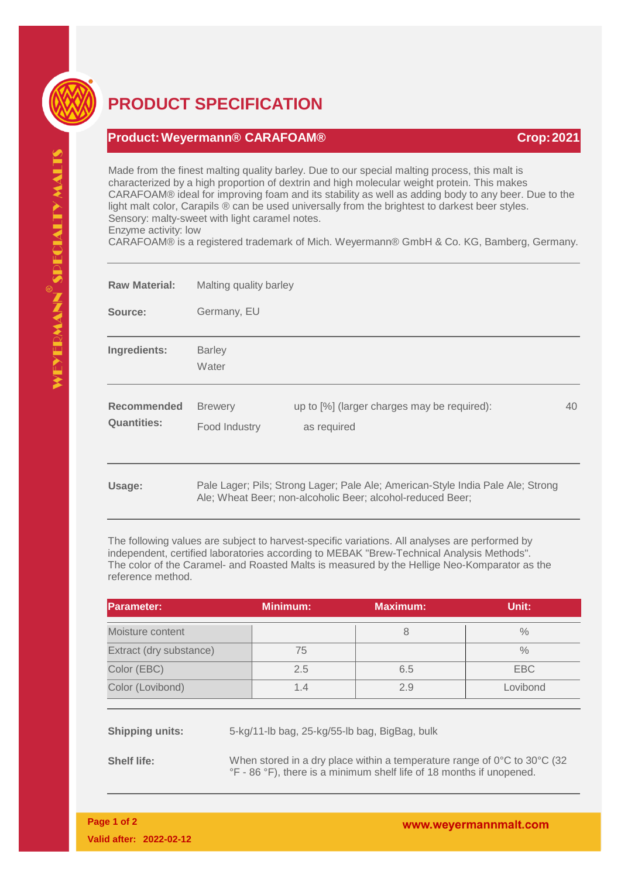# PRODUCT SPECIFICATION

**Product: Weyermann® CARAFOAM®** **Crop: 2021**

Made from the finest malting quality barley. Due to our special malting process, this malt is characterized by a high proportion of dextrin and high molecular weight protein. This makes CARAFOAM® ideal for improving foam and its stability as well as adding body to any beer. Due to the light malt color, Carapils ® can be used universally from the brightest to darkest beer styles.
Sensory: malty-sweet with light caramel notes.
Enzyme activity: low
CARAFOAM® is a registered trademark of Mich. Weyermann® GmbH & Co. KG, Bamberg, Germany.

**Raw Material:** Malting quality barley

**Source:** Germany, EU

**Ingredients:** Barley
Water

**Recommended Quantities:**

| | | |
|---|---|---|
| Brewery | up to [%] (larger charges may be required): | 40 |
| Food Industry | as required | |

**Usage:** Pale Lager; Pils; Strong Lager; Pale Ale; American-Style India Pale Ale; Strong Ale; Wheat Beer; non-alcoholic Beer; alcohol-reduced Beer;

The following values are subject to harvest-specific variations. All analyses are performed by independent, certified laboratories according to MEBAK "Brew-Technical Analysis Methods". The color of the Caramel- and Roasted Malts is measured by the Hellige Neo-Komparator as the reference method.

| Parameter: | Minimum: | Maximum: | Unit: |
|---|---|---|---|
| Moisture content | | 8 | % |
| Extract (dry substance) | 75 | | % |
| Color (EBC) | 2.5 | 6.5 | EBC |
| Color (Lovibond) | 1.4 | 2.9 | Lovibond |

**Shipping units:** 5-kg/11-lb bag, 25-kg/55-lb bag, BigBag, bulk

**Shelf life:** When stored in a dry place within a temperature range of 0°C to 30°C (32 °F - 86 °F), there is a minimum shelf life of 18 months if unopened.

Valid after: 2022-02-12

www.weyermannmalt.com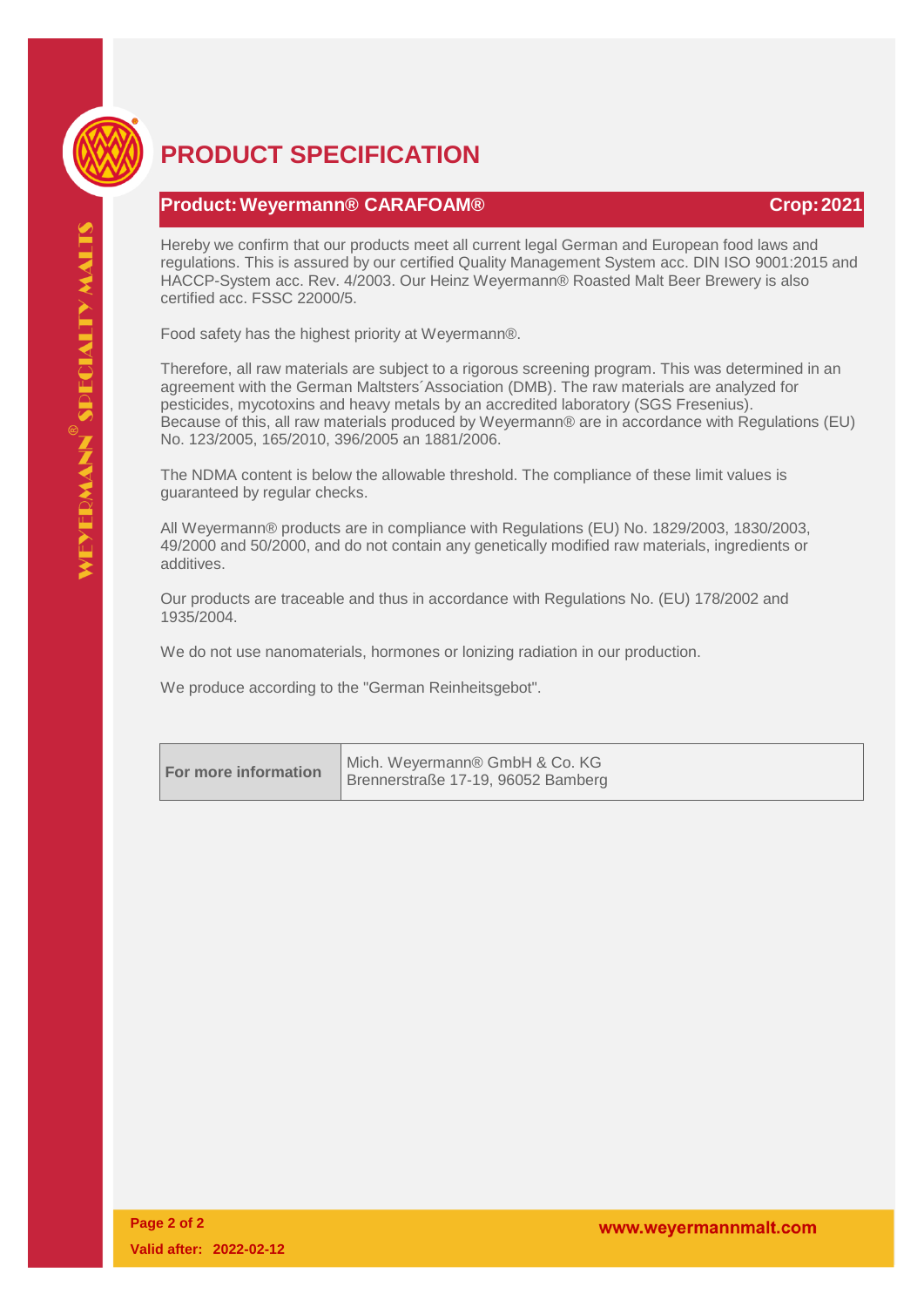# PRODUCT SPECIFICATION

## Product: Weyermann® CARAFOAM® — Crop: 2021

Hereby we confirm that our products meet all current legal German and European food laws and regulations. This is assured by our certified Quality Management System acc. DIN ISO 9001:2015 and HACCP-System acc. Rev. 4/2003. Our Heinz Weyermann® Roasted Malt Beer Brewery is also certified acc. FSSC 22000/5.

Food safety has the highest priority at Weyermann®.

Therefore, all raw materials are subject to a rigorous screening program. This was determined in an agreement with the German Maltsters´Association (DMB). The raw materials are analyzed for pesticides, mycotoxins and heavy metals by an accredited laboratory (SGS Fresenius). Because of this, all raw materials produced by Weyermann® are in accordance with Regulations (EU) No. 123/2005, 165/2010, 396/2005 an 1881/2006.

The NDMA content is below the allowable threshold. The compliance of these limit values is guaranteed by regular checks.

All Weyermann® products are in compliance with Regulations (EU) No. 1829/2003, 1830/2003, 49/2000 and 50/2000, and do not contain any genetically modified raw materials, ingredients or additives.

Our products are traceable and thus in accordance with Regulations No. (EU) 178/2002 and 1935/2004.

We do not use nanomaterials, hormones or Ionizing radiation in our production.

We produce according to the "German Reinheitsgebot".

| | |
|---|---|
| **For more information** | Mich. Weyermann® GmbH & Co. KG<br>Brennerstraße 17-19, 96052 Bamberg |

**Valid after: 2022-02-12**

www.weyermannmalt.com